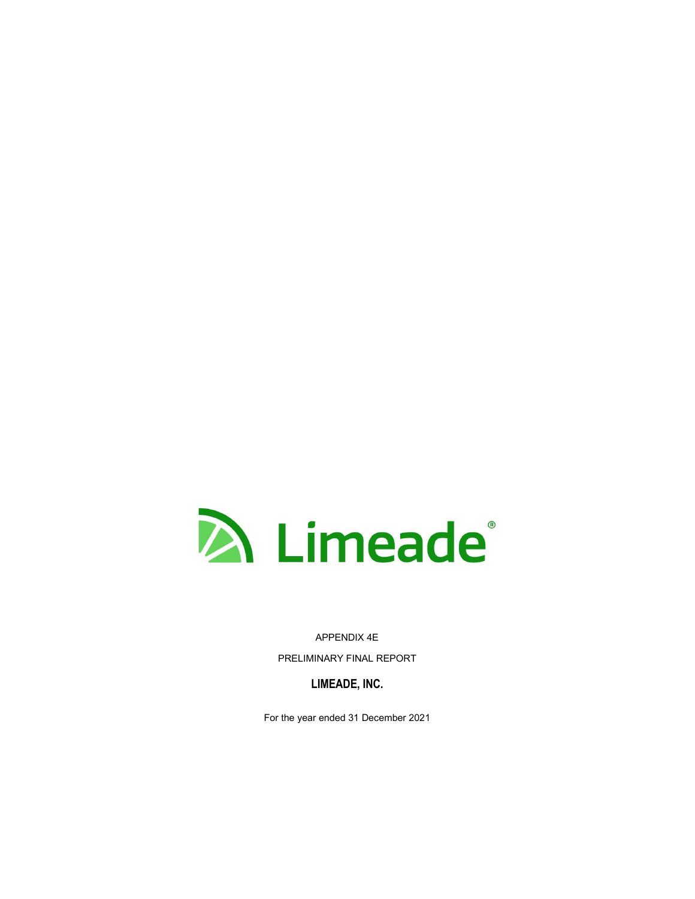Limeade®

APPENDIX 4E

PRELIMINARY FINAL REPORT

**LIMEADE, INC.**

For the year ended 31 December 2021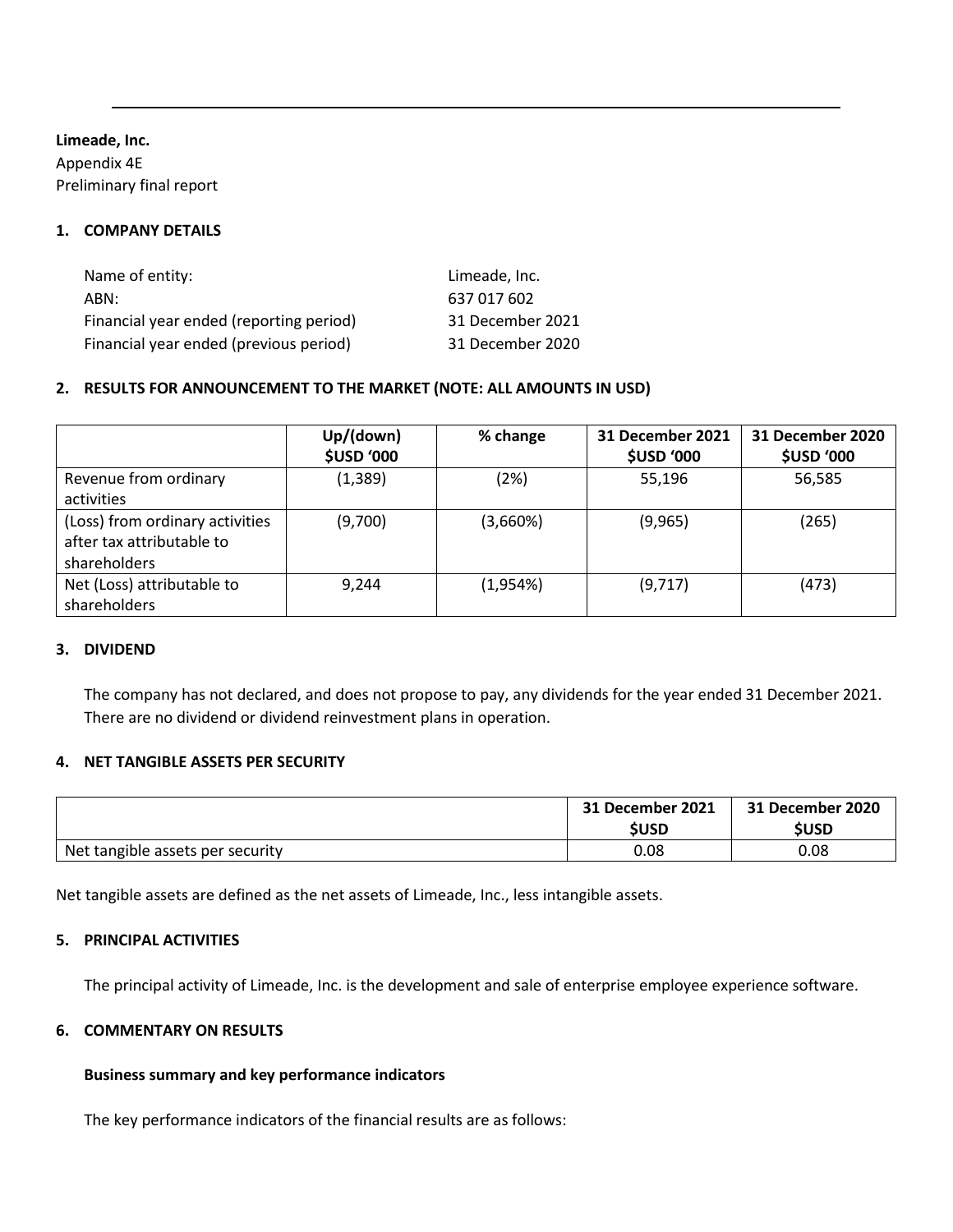**Limeade, Inc.**
Appendix 4E
Preliminary final report

## 1. COMPANY DETAILS

| | |
|---|---|
| Name of entity: | Limeade, Inc. |
| ABN: | 637 017 602 |
| Financial year ended (reporting period) | 31 December 2021 |
| Financial year ended (previous period) | 31 December 2020 |

## 2. RESULTS FOR ANNOUNCEMENT TO THE MARKET (NOTE: ALL AMOUNTS IN USD)

| | Up/(down) $USD '000 | % change | 31 December 2021 $USD '000 | 31 December 2020 $USD '000 |
|---|---|---|---|---|
| Revenue from ordinary activities | (1,389) | (2%) | 55,196 | 56,585 |
| (Loss) from ordinary activities after tax attributable to shareholders | (9,700) | (3,660%) | (9,965) | (265) |
| Net (Loss) attributable to shareholders | 9,244 | (1,954%) | (9,717) | (473) |

## 3. DIVIDEND

The company has not declared, and does not propose to pay, any dividends for the year ended 31 December 2021. There are no dividend or dividend reinvestment plans in operation.

## 4. NET TANGIBLE ASSETS PER SECURITY

| | 31 December 2021 $USD | 31 December 2020 $USD |
|---|---|---|
| Net tangible assets per security | 0.08 | 0.08 |

Net tangible assets are defined as the net assets of Limeade, Inc., less intangible assets.

## 5. PRINCIPAL ACTIVITIES

The principal activity of Limeade, Inc. is the development and sale of enterprise employee experience software.

## 6. COMMENTARY ON RESULTS

### Business summary and key performance indicators

The key performance indicators of the financial results are as follows: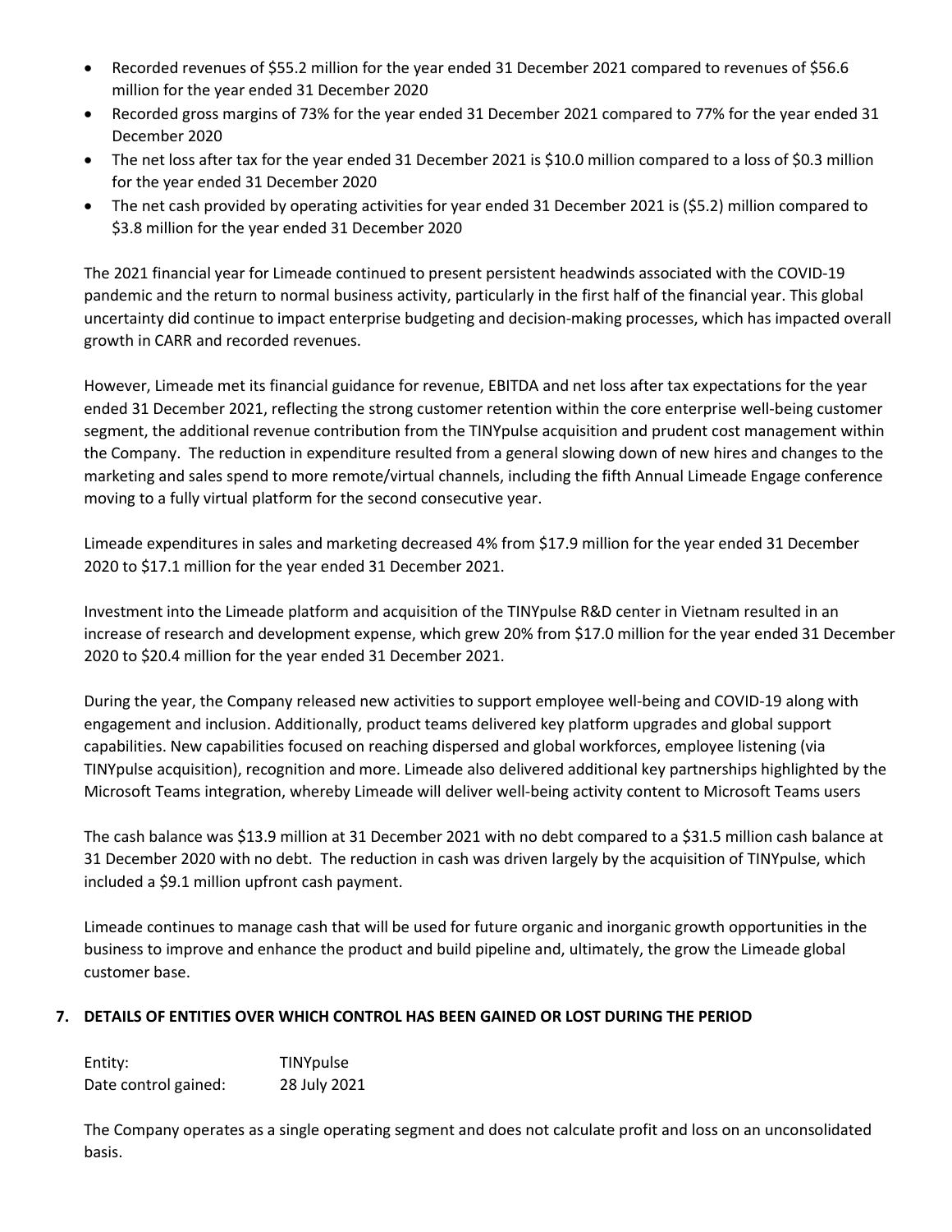- Recorded revenues of $55.2 million for the year ended 31 December 2021 compared to revenues of $56.6 million for the year ended 31 December 2020
- Recorded gross margins of 73% for the year ended 31 December 2021 compared to 77% for the year ended 31 December 2020
- The net loss after tax for the year ended 31 December 2021 is $10.0 million compared to a loss of $0.3 million for the year ended 31 December 2020
- The net cash provided by operating activities for year ended 31 December 2021 is ($5.2) million compared to $3.8 million for the year ended 31 December 2020

The 2021 financial year for Limeade continued to present persistent headwinds associated with the COVID-19 pandemic and the return to normal business activity, particularly in the first half of the financial year. This global uncertainty did continue to impact enterprise budgeting and decision-making processes, which has impacted overall growth in CARR and recorded revenues.

However, Limeade met its financial guidance for revenue, EBITDA and net loss after tax expectations for the year ended 31 December 2021, reflecting the strong customer retention within the core enterprise well-being customer segment, the additional revenue contribution from the TINYpulse acquisition and prudent cost management within the Company. The reduction in expenditure resulted from a general slowing down of new hires and changes to the marketing and sales spend to more remote/virtual channels, including the fifth Annual Limeade Engage conference moving to a fully virtual platform for the second consecutive year.

Limeade expenditures in sales and marketing decreased 4% from $17.9 million for the year ended 31 December 2020 to $17.1 million for the year ended 31 December 2021.

Investment into the Limeade platform and acquisition of the TINYpulse R&D center in Vietnam resulted in an increase of research and development expense, which grew 20% from $17.0 million for the year ended 31 December 2020 to $20.4 million for the year ended 31 December 2021.

During the year, the Company released new activities to support employee well-being and COVID-19 along with engagement and inclusion. Additionally, product teams delivered key platform upgrades and global support capabilities. New capabilities focused on reaching dispersed and global workforces, employee listening (via TINYpulse acquisition), recognition and more. Limeade also delivered additional key partnerships highlighted by the Microsoft Teams integration, whereby Limeade will deliver well-being activity content to Microsoft Teams users

The cash balance was $13.9 million at 31 December 2021 with no debt compared to a $31.5 million cash balance at 31 December 2020 with no debt. The reduction in cash was driven largely by the acquisition of TINYpulse, which included a $9.1 million upfront cash payment.

Limeade continues to manage cash that will be used for future organic and inorganic growth opportunities in the business to improve and enhance the product and build pipeline and, ultimately, the grow the Limeade global customer base.

## 7. DETAILS OF ENTITIES OVER WHICH CONTROL HAS BEEN GAINED OR LOST DURING THE PERIOD

| | |
|---|---|
| Entity: | TINYpulse |
| Date control gained: | 28 July 2021 |

The Company operates as a single operating segment and does not calculate profit and loss on an unconsolidated basis.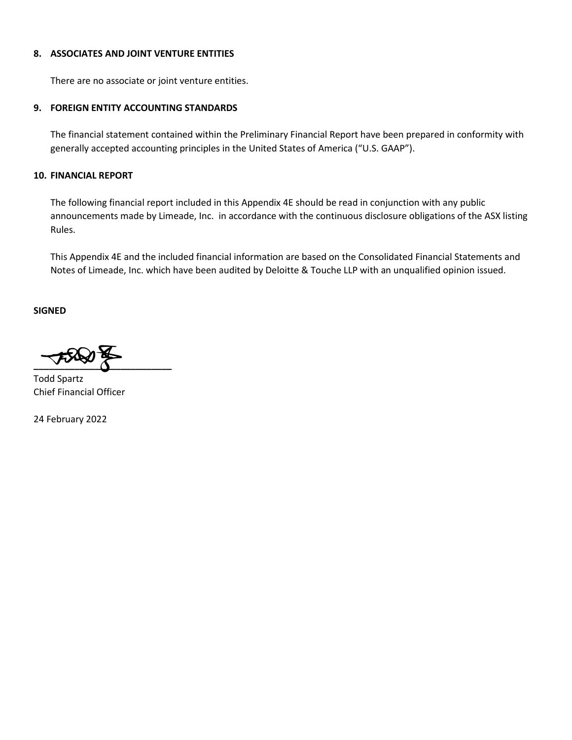## 8. ASSOCIATES AND JOINT VENTURE ENTITIES

There are no associate or joint venture entities.

## 9. FOREIGN ENTITY ACCOUNTING STANDARDS

The financial statement contained within the Preliminary Financial Report have been prepared in conformity with generally accepted accounting principles in the United States of America ("U.S. GAAP").

## 10. FINANCIAL REPORT

The following financial report included in this Appendix 4E should be read in conjunction with any public announcements made by Limeade, Inc. in accordance with the continuous disclosure obligations of the ASX listing Rules.

This Appendix 4E and the included financial information are based on the Consolidated Financial Statements and Notes of Limeade, Inc. which have been audited by Deloitte & Touche LLP with an unqualified opinion issued.

**SIGNED**

\_\_\_\_\_\_\_\_\_\_\_\_\_\_\_\_\_\_\_\_\_\_\_\_\_\_

Todd Spartz
Chief Financial Officer

24 February 2022